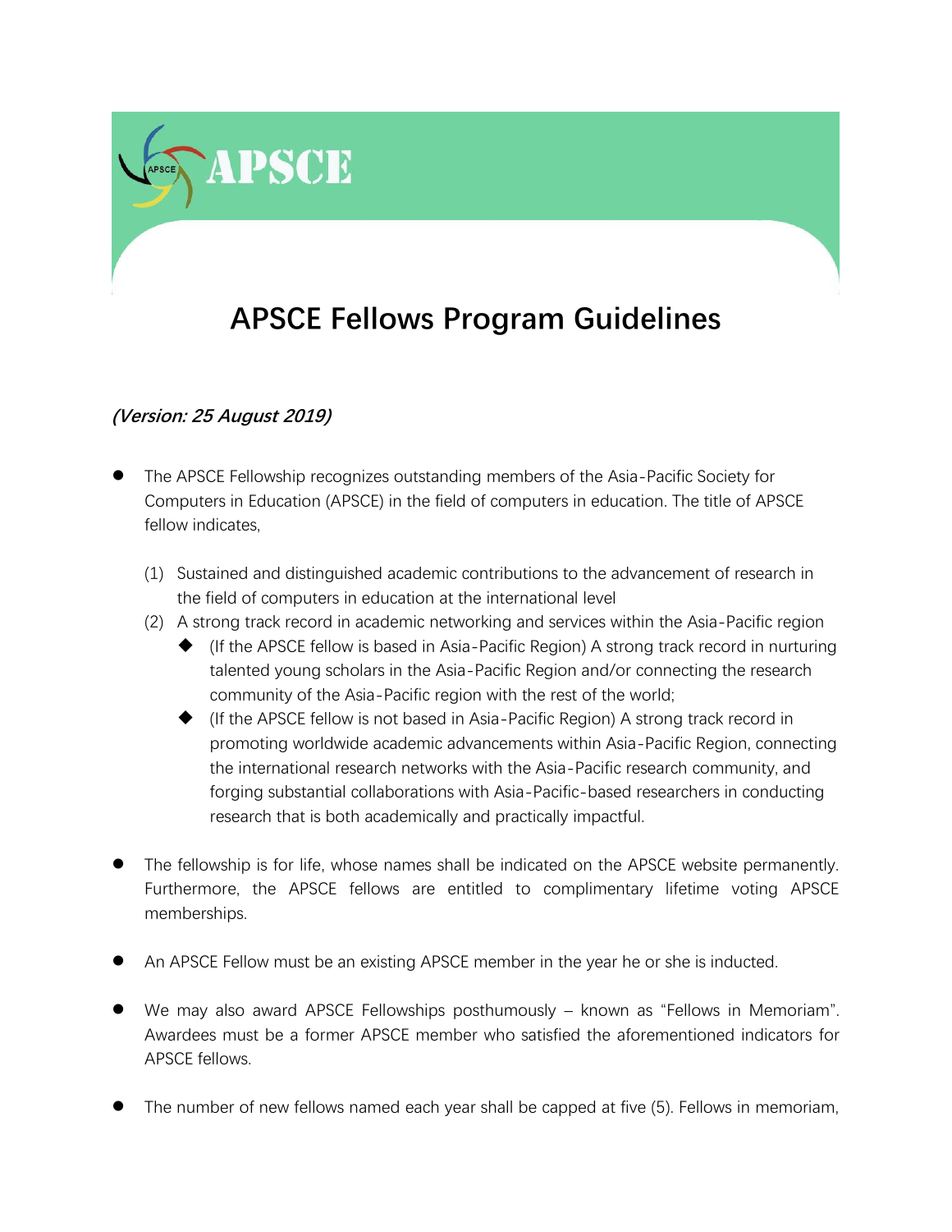# APSCE Fellows Program Guidelines

***(Version: 25 August 2019)***

- The APSCE Fellowship recognizes outstanding members of the Asia-Pacific Society for Computers in Education (APSCE) in the field of computers in education. The title of APSCE fellow indicates,

  (1) Sustained and distinguished academic contributions to the advancement of research in the field of computers in education at the international level

  (2) A strong track record in academic networking and services within the Asia-Pacific region

  - (If the APSCE fellow is based in Asia-Pacific Region) A strong track record in nurturing talented young scholars in the Asia-Pacific Region and/or connecting the research community of the Asia-Pacific region with the rest of the world;
  - (If the APSCE fellow is not based in Asia-Pacific Region) A strong track record in promoting worldwide academic advancements within Asia-Pacific Region, connecting the international research networks with the Asia-Pacific research community, and forging substantial collaborations with Asia-Pacific-based researchers in conducting research that is both academically and practically impactful.

- The fellowship is for life, whose names shall be indicated on the APSCE website permanently. Furthermore, the APSCE fellows are entitled to complimentary lifetime voting APSCE memberships.

- An APSCE Fellow must be an existing APSCE member in the year he or she is inducted.

- We may also award APSCE Fellowships posthumously – known as "Fellows in Memoriam". Awardees must be a former APSCE member who satisfied the aforementioned indicators for APSCE fellows.

- The number of new fellows named each year shall be capped at five (5). Fellows in memoriam,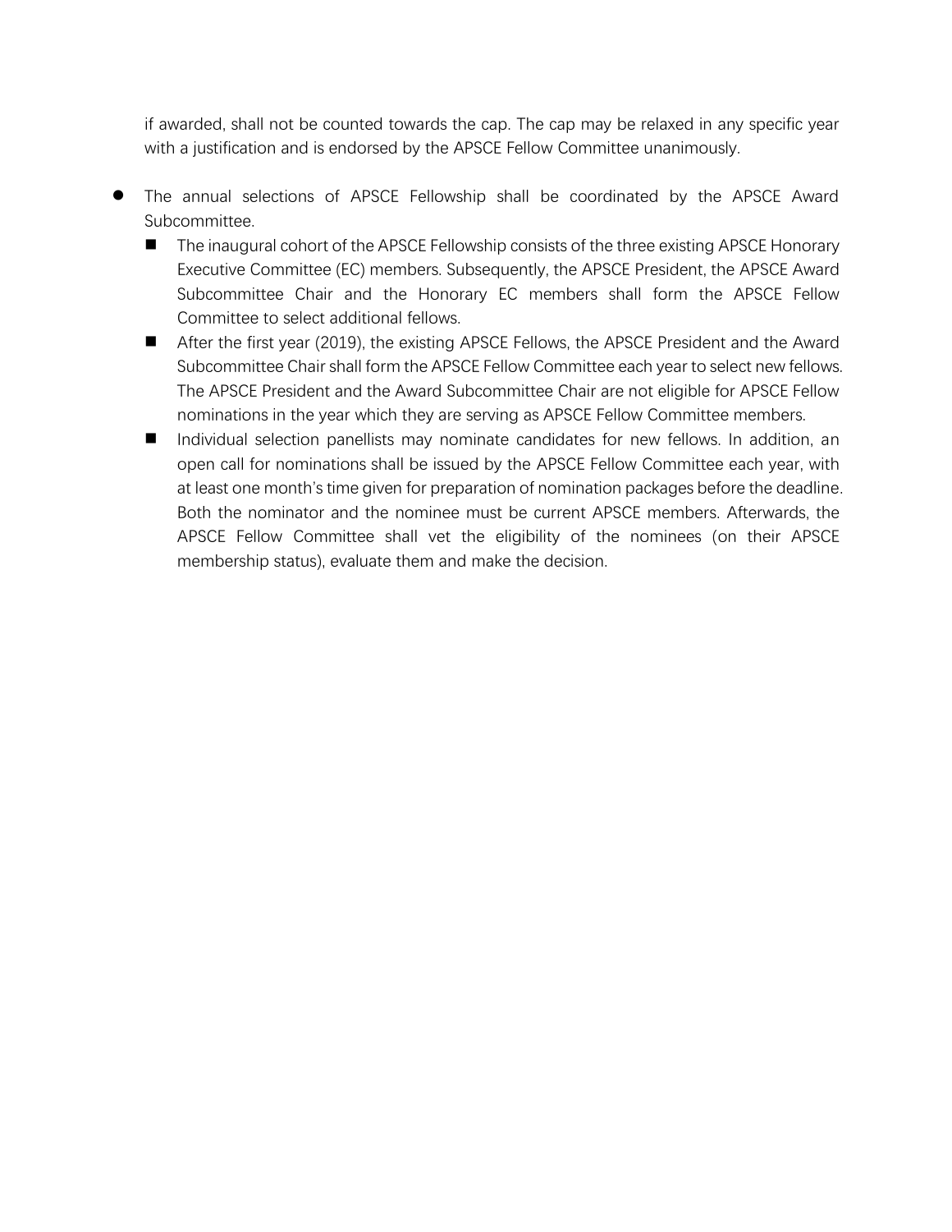if awarded, shall not be counted towards the cap. The cap may be relaxed in any specific year with a justification and is endorsed by the APSCE Fellow Committee unanimously.

- The annual selections of APSCE Fellowship shall be coordinated by the APSCE Award Subcommittee.
  - The inaugural cohort of the APSCE Fellowship consists of the three existing APSCE Honorary Executive Committee (EC) members. Subsequently, the APSCE President, the APSCE Award Subcommittee Chair and the Honorary EC members shall form the APSCE Fellow Committee to select additional fellows.
  - After the first year (2019), the existing APSCE Fellows, the APSCE President and the Award Subcommittee Chair shall form the APSCE Fellow Committee each year to select new fellows. The APSCE President and the Award Subcommittee Chair are not eligible for APSCE Fellow nominations in the year which they are serving as APSCE Fellow Committee members.
  - Individual selection panellists may nominate candidates for new fellows. In addition, an open call for nominations shall be issued by the APSCE Fellow Committee each year, with at least one month's time given for preparation of nomination packages before the deadline. Both the nominator and the nominee must be current APSCE members. Afterwards, the APSCE Fellow Committee shall vet the eligibility of the nominees (on their APSCE membership status), evaluate them and make the decision.